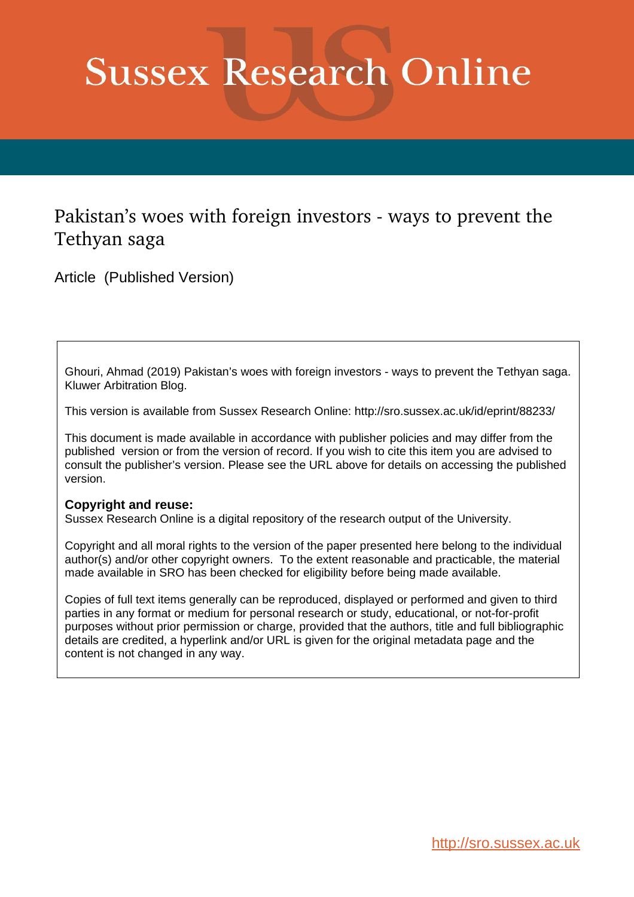# Sussex Research Online

## Pakistan's woes with foreign investors - ways to prevent the Tethyan saga

Article (Published Version)

Ghouri, Ahmad (2019) Pakistan's woes with foreign investors - ways to prevent the Tethyan saga. Kluwer Arbitration Blog.

This version is available from Sussex Research Online: http://sro.sussex.ac.uk/id/eprint/88233/

This document is made available in accordance with publisher policies and may differ from the published version or from the version of record. If you wish to cite this item you are advised to consult the publisher's version. Please see the URL above for details on accessing the published version.

**Copyright and reuse:**
Sussex Research Online is a digital repository of the research output of the University.

Copyright and all moral rights to the version of the paper presented here belong to the individual author(s) and/or other copyright owners. To the extent reasonable and practicable, the material made available in SRO has been checked for eligibility before being made available.

Copies of full text items generally can be reproduced, displayed or performed and given to third parties in any format or medium for personal research or study, educational, or not-for-profit purposes without prior permission or charge, provided that the authors, title and full bibliographic details are credited, a hyperlink and/or URL is given for the original metadata page and the content is not changed in any way.

http://sro.sussex.ac.uk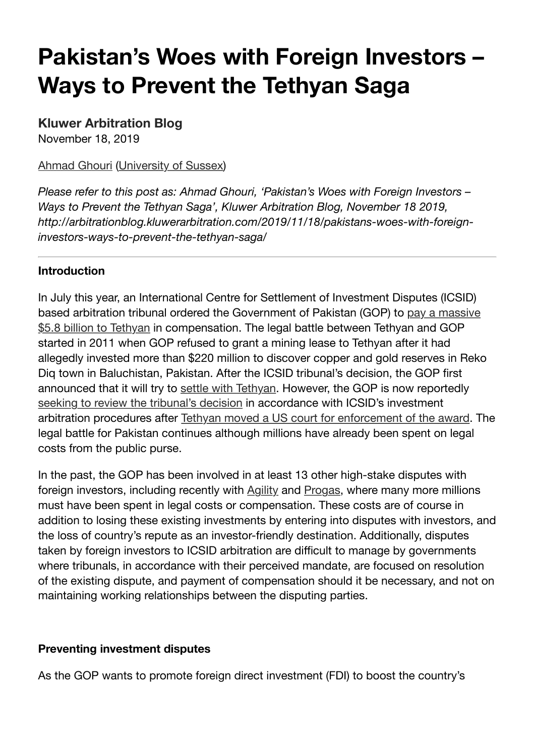# Pakistan's Woes with Foreign Investors – Ways to Prevent the Tethyan Saga

**Kluwer Arbitration Blog**
November 18, 2019

Ahmad Ghouri (University of Sussex)

*Please refer to this post as: Ahmad Ghouri, 'Pakistan's Woes with Foreign Investors – Ways to Prevent the Tethyan Saga', Kluwer Arbitration Blog, November 18 2019, http://arbitrationblog.kluwerarbitration.com/2019/11/18/pakistans-woes-with-foreign-investors-ways-to-prevent-the-tethyan-saga/*

---

**Introduction**

In July this year, an International Centre for Settlement of Investment Disputes (ICSID) based arbitration tribunal ordered the Government of Pakistan (GOP) to pay a massive $5.8 billion to Tethyan in compensation. The legal battle between Tethyan and GOP started in 2011 when GOP refused to grant a mining lease to Tethyan after it had allegedly invested more than $220 million to discover copper and gold reserves in Reko Diq town in Baluchistan, Pakistan. After the ICSID tribunal's decision, the GOP first announced that it will try to settle with Tethyan. However, the GOP is now reportedly seeking to review the tribunal's decision in accordance with ICSID's investment arbitration procedures after Tethyan moved a US court for enforcement of the award. The legal battle for Pakistan continues although millions have already been spent on legal costs from the public purse.

In the past, the GOP has been involved in at least 13 other high-stake disputes with foreign investors, including recently with Agility and Progas, where many more millions must have been spent in legal costs or compensation. These costs are of course in addition to losing these existing investments by entering into disputes with investors, and the loss of country's repute as an investor-friendly destination. Additionally, disputes taken by foreign investors to ICSID arbitration are difficult to manage by governments where tribunals, in accordance with their perceived mandate, are focused on resolution of the existing dispute, and payment of compensation should it be necessary, and not on maintaining working relationships between the disputing parties.

**Preventing investment disputes**

As the GOP wants to promote foreign direct investment (FDI) to boost the country's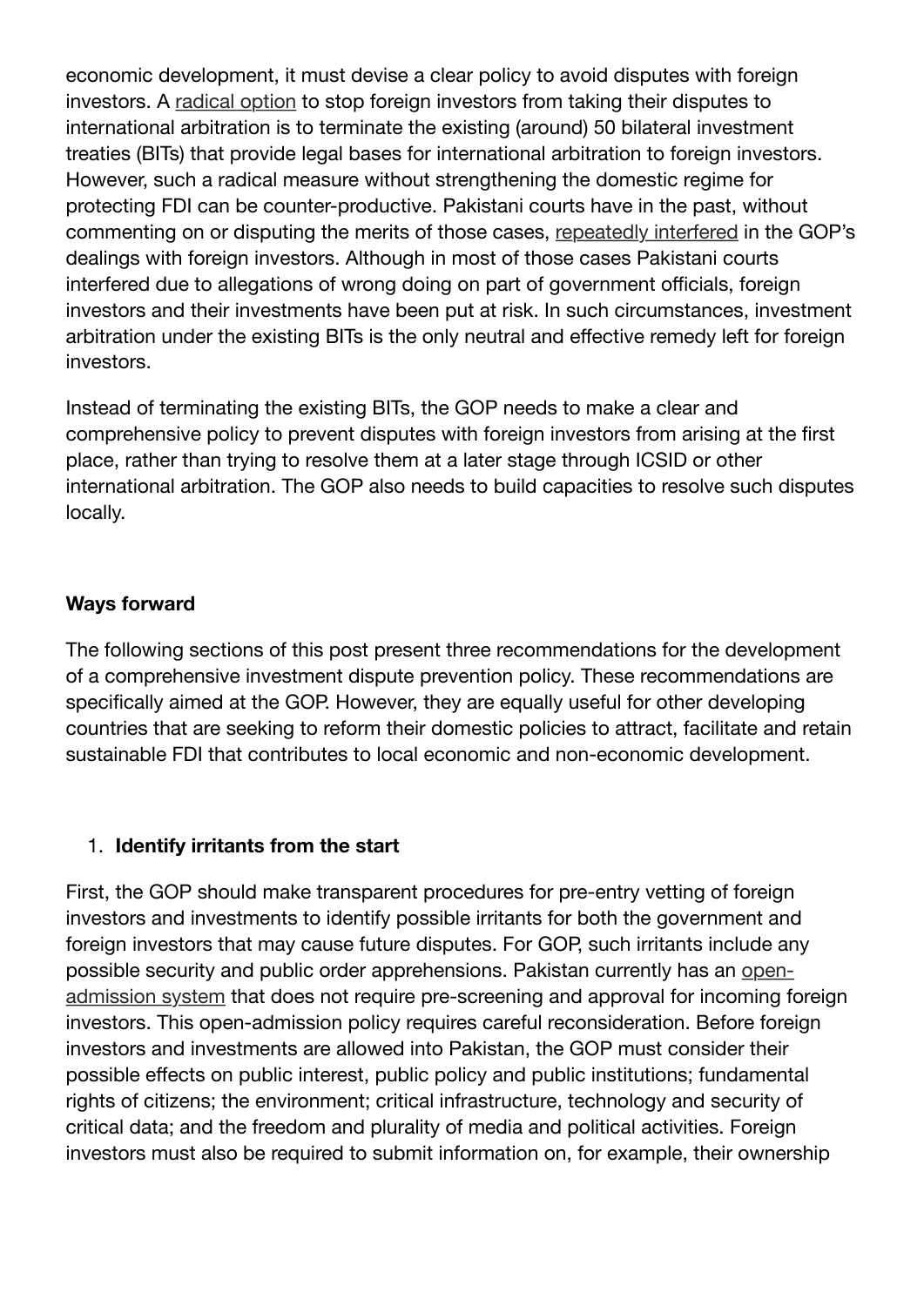economic development, it must devise a clear policy to avoid disputes with foreign investors. A radical option to stop foreign investors from taking their disputes to international arbitration is to terminate the existing (around) 50 bilateral investment treaties (BITs) that provide legal bases for international arbitration to foreign investors. However, such a radical measure without strengthening the domestic regime for protecting FDI can be counter-productive. Pakistani courts have in the past, without commenting on or disputing the merits of those cases, repeatedly interfered in the GOP's dealings with foreign investors. Although in most of those cases Pakistani courts interfered due to allegations of wrong doing on part of government officials, foreign investors and their investments have been put at risk. In such circumstances, investment arbitration under the existing BITs is the only neutral and effective remedy left for foreign investors.

Instead of terminating the existing BITs, the GOP needs to make a clear and comprehensive policy to prevent disputes with foreign investors from arising at the first place, rather than trying to resolve them at a later stage through ICSID or other international arbitration. The GOP also needs to build capacities to resolve such disputes locally.

**Ways forward**

The following sections of this post present three recommendations for the development of a comprehensive investment dispute prevention policy. These recommendations are specifically aimed at the GOP. However, they are equally useful for other developing countries that are seeking to reform their domestic policies to attract, facilitate and retain sustainable FDI that contributes to local economic and non-economic development.

1. **Identify irritants from the start**

First, the GOP should make transparent procedures for pre-entry vetting of foreign investors and investments to identify possible irritants for both the government and foreign investors that may cause future disputes. For GOP, such irritants include any possible security and public order apprehensions. Pakistan currently has an open-admission system that does not require pre-screening and approval for incoming foreign investors. This open-admission policy requires careful reconsideration. Before foreign investors and investments are allowed into Pakistan, the GOP must consider their possible effects on public interest, public policy and public institutions; fundamental rights of citizens; the environment; critical infrastructure, technology and security of critical data; and the freedom and plurality of media and political activities. Foreign investors must also be required to submit information on, for example, their ownership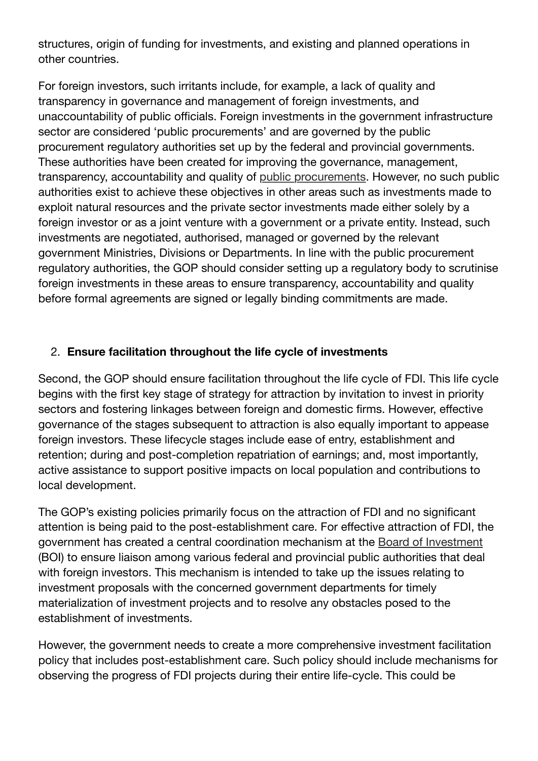structures, origin of funding for investments, and existing and planned operations in other countries.

For foreign investors, such irritants include, for example, a lack of quality and transparency in governance and management of foreign investments, and unaccountability of public officials. Foreign investments in the government infrastructure sector are considered 'public procurements' and are governed by the public procurement regulatory authorities set up by the federal and provincial governments. These authorities have been created for improving the governance, management, transparency, accountability and quality of public procurements. However, no such public authorities exist to achieve these objectives in other areas such as investments made to exploit natural resources and the private sector investments made either solely by a foreign investor or as a joint venture with a government or a private entity. Instead, such investments are negotiated, authorised, managed or governed by the relevant government Ministries, Divisions or Departments. In line with the public procurement regulatory authorities, the GOP should consider setting up a regulatory body to scrutinise foreign investments in these areas to ensure transparency, accountability and quality before formal agreements are signed or legally binding commitments are made.

2. **Ensure facilitation throughout the life cycle of investments**

Second, the GOP should ensure facilitation throughout the life cycle of FDI. This life cycle begins with the first key stage of strategy for attraction by invitation to invest in priority sectors and fostering linkages between foreign and domestic firms. However, effective governance of the stages subsequent to attraction is also equally important to appease foreign investors. These lifecycle stages include ease of entry, establishment and retention; during and post-completion repatriation of earnings; and, most importantly, active assistance to support positive impacts on local population and contributions to local development.

The GOP's existing policies primarily focus on the attraction of FDI and no significant attention is being paid to the post-establishment care. For effective attraction of FDI, the government has created a central coordination mechanism at the Board of Investment (BOI) to ensure liaison among various federal and provincial public authorities that deal with foreign investors. This mechanism is intended to take up the issues relating to investment proposals with the concerned government departments for timely materialization of investment projects and to resolve any obstacles posed to the establishment of investments.

However, the government needs to create a more comprehensive investment facilitation policy that includes post-establishment care. Such policy should include mechanisms for observing the progress of FDI projects during their entire life-cycle. This could be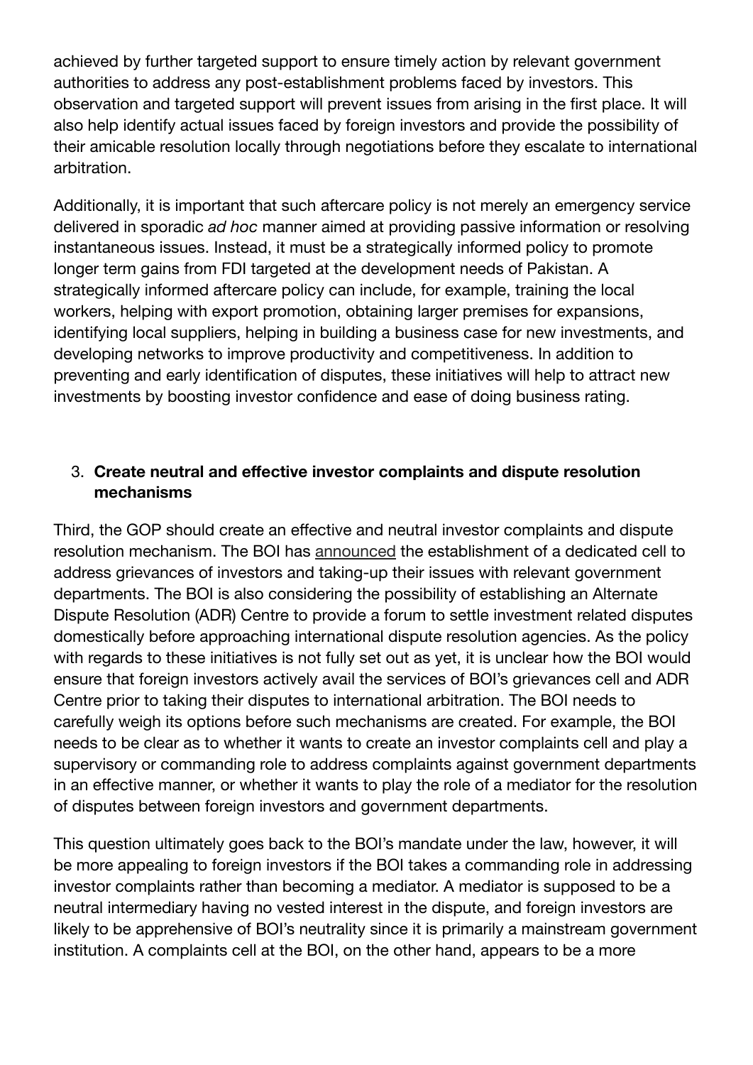achieved by further targeted support to ensure timely action by relevant government authorities to address any post-establishment problems faced by investors. This observation and targeted support will prevent issues from arising in the first place. It will also help identify actual issues faced by foreign investors and provide the possibility of their amicable resolution locally through negotiations before they escalate to international arbitration.

Additionally, it is important that such aftercare policy is not merely an emergency service delivered in sporadic *ad hoc* manner aimed at providing passive information or resolving instantaneous issues. Instead, it must be a strategically informed policy to promote longer term gains from FDI targeted at the development needs of Pakistan. A strategically informed aftercare policy can include, for example, training the local workers, helping with export promotion, obtaining larger premises for expansions, identifying local suppliers, helping in building a business case for new investments, and developing networks to improve productivity and competitiveness. In addition to preventing and early identification of disputes, these initiatives will help to attract new investments by boosting investor confidence and ease of doing business rating.

3. **Create neutral and effective investor complaints and dispute resolution mechanisms**

Third, the GOP should create an effective and neutral investor complaints and dispute resolution mechanism. The BOI has announced the establishment of a dedicated cell to address grievances of investors and taking-up their issues with relevant government departments. The BOI is also considering the possibility of establishing an Alternate Dispute Resolution (ADR) Centre to provide a forum to settle investment related disputes domestically before approaching international dispute resolution agencies. As the policy with regards to these initiatives is not fully set out as yet, it is unclear how the BOI would ensure that foreign investors actively avail the services of BOI's grievances cell and ADR Centre prior to taking their disputes to international arbitration. The BOI needs to carefully weigh its options before such mechanisms are created. For example, the BOI needs to be clear as to whether it wants to create an investor complaints cell and play a supervisory or commanding role to address complaints against government departments in an effective manner, or whether it wants to play the role of a mediator for the resolution of disputes between foreign investors and government departments.

This question ultimately goes back to the BOI's mandate under the law, however, it will be more appealing to foreign investors if the BOI takes a commanding role in addressing investor complaints rather than becoming a mediator. A mediator is supposed to be a neutral intermediary having no vested interest in the dispute, and foreign investors are likely to be apprehensive of BOI's neutrality since it is primarily a mainstream government institution. A complaints cell at the BOI, on the other hand, appears to be a more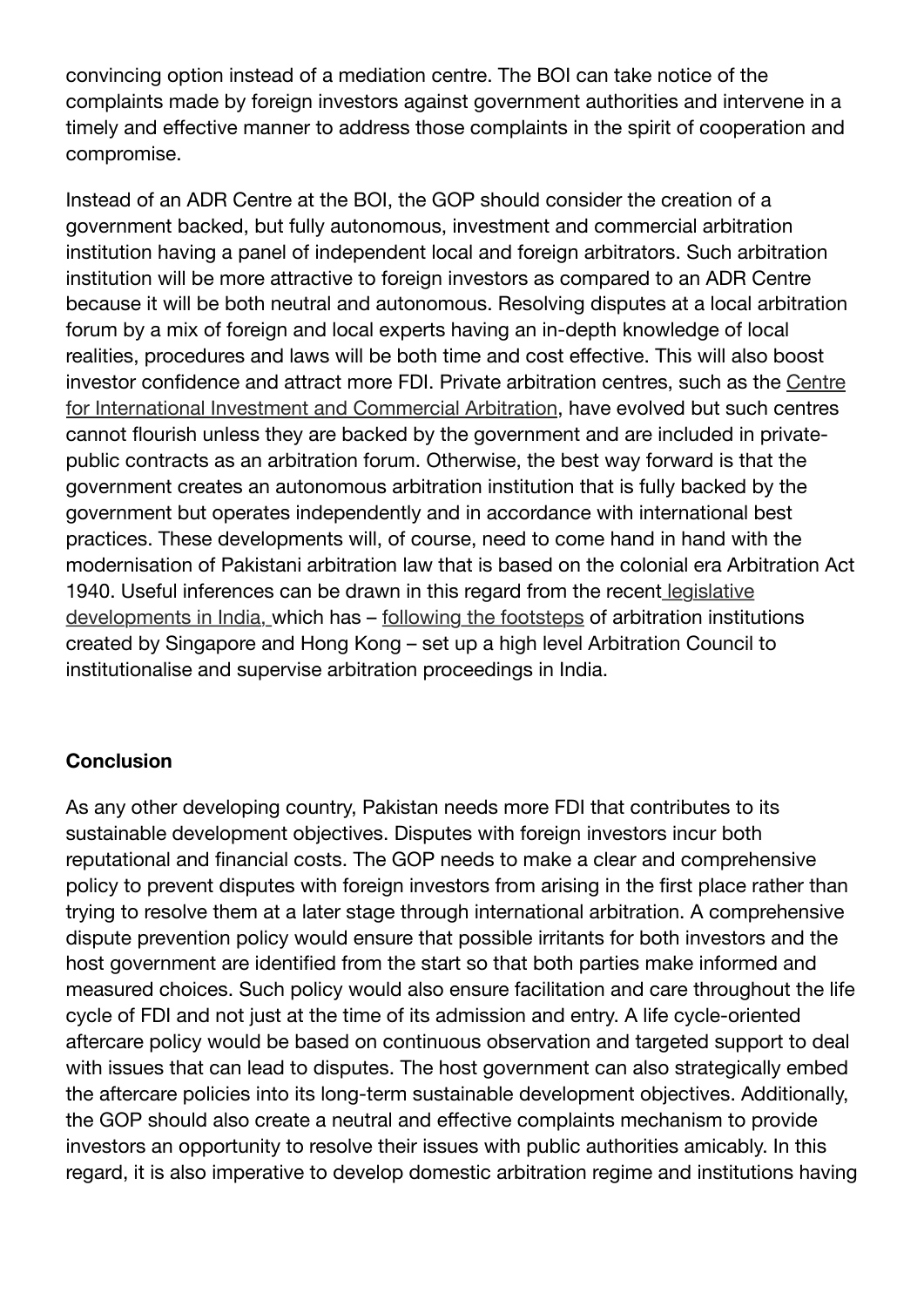convincing option instead of a mediation centre. The BOI can take notice of the complaints made by foreign investors against government authorities and intervene in a timely and effective manner to address those complaints in the spirit of cooperation and compromise.

Instead of an ADR Centre at the BOI, the GOP should consider the creation of a government backed, but fully autonomous, investment and commercial arbitration institution having a panel of independent local and foreign arbitrators. Such arbitration institution will be more attractive to foreign investors as compared to an ADR Centre because it will be both neutral and autonomous. Resolving disputes at a local arbitration forum by a mix of foreign and local experts having an in-depth knowledge of local realities, procedures and laws will be both time and cost effective. This will also boost investor confidence and attract more FDI. Private arbitration centres, such as the Centre for International Investment and Commercial Arbitration, have evolved but such centres cannot flourish unless they are backed by the government and are included in private-public contracts as an arbitration forum. Otherwise, the best way forward is that the government creates an autonomous arbitration institution that is fully backed by the government but operates independently and in accordance with international best practices. These developments will, of course, need to come hand in hand with the modernisation of Pakistani arbitration law that is based on the colonial era Arbitration Act 1940. Useful inferences can be drawn in this regard from the recent legislative developments in India, which has – following the footsteps of arbitration institutions created by Singapore and Hong Kong – set up a high level Arbitration Council to institutionalise and supervise arbitration proceedings in India.

## Conclusion

As any other developing country, Pakistan needs more FDI that contributes to its sustainable development objectives. Disputes with foreign investors incur both reputational and financial costs. The GOP needs to make a clear and comprehensive policy to prevent disputes with foreign investors from arising in the first place rather than trying to resolve them at a later stage through international arbitration. A comprehensive dispute prevention policy would ensure that possible irritants for both investors and the host government are identified from the start so that both parties make informed and measured choices. Such policy would also ensure facilitation and care throughout the life cycle of FDI and not just at the time of its admission and entry. A life cycle-oriented aftercare policy would be based on continuous observation and targeted support to deal with issues that can lead to disputes. The host government can also strategically embed the aftercare policies into its long-term sustainable development objectives. Additionally, the GOP should also create a neutral and effective complaints mechanism to provide investors an opportunity to resolve their issues with public authorities amicably. In this regard, it is also imperative to develop domestic arbitration regime and institutions having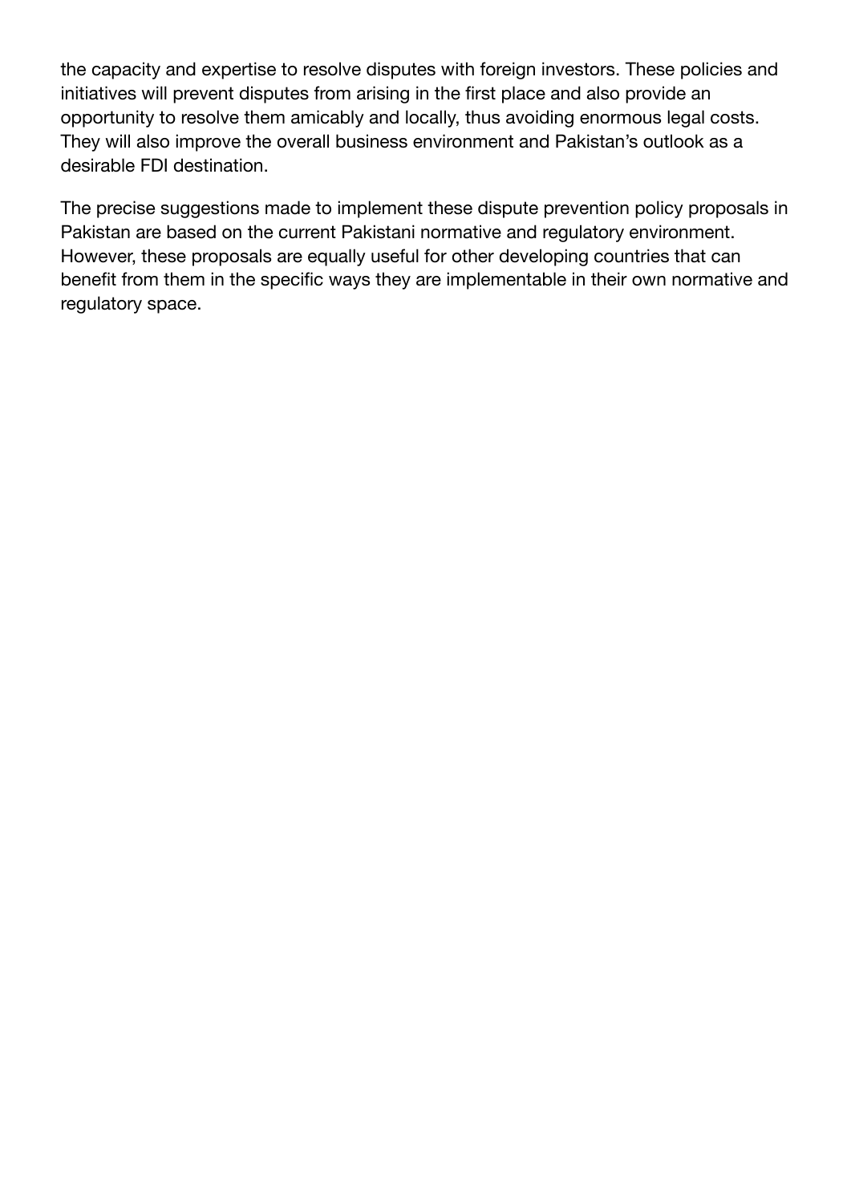the capacity and expertise to resolve disputes with foreign investors. These policies and initiatives will prevent disputes from arising in the first place and also provide an opportunity to resolve them amicably and locally, thus avoiding enormous legal costs. They will also improve the overall business environment and Pakistan's outlook as a desirable FDI destination.

The precise suggestions made to implement these dispute prevention policy proposals in Pakistan are based on the current Pakistani normative and regulatory environment. However, these proposals are equally useful for other developing countries that can benefit from them in the specific ways they are implementable in their own normative and regulatory space.